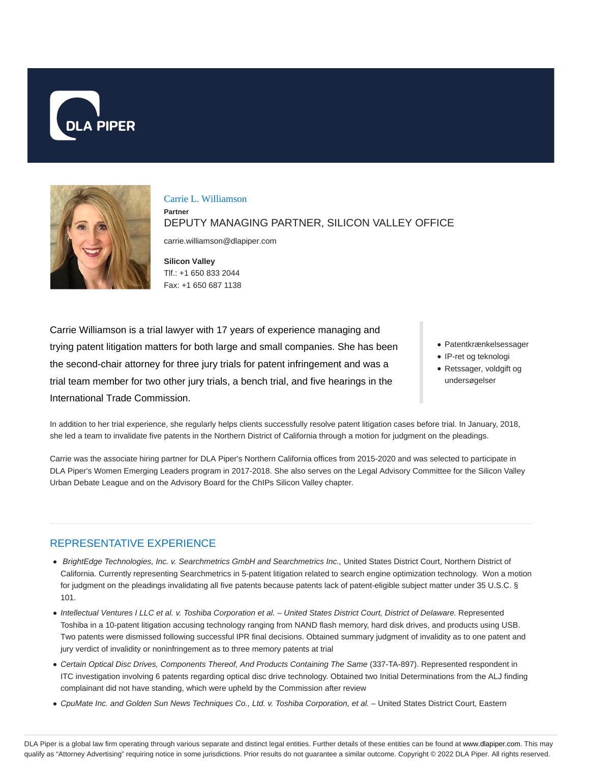DLA PIPER

# Carrie L. Williamson

**Partner**

DEPUTY MANAGING PARTNER, SILICON VALLEY OFFICE

carrie.williamson@dlapiper.com

**Silicon Valley**
Tlf.: +1 650 833 2044
Fax: +1 650 687 1138

Carrie Williamson is a trial lawyer with 17 years of experience managing and trying patent litigation matters for both large and small companies. She has been the second-chair attorney for three jury trials for patent infringement and was a trial team member for two other jury trials, a bench trial, and five hearings in the International Trade Commission.

- Patentkrænkelsessager
- IP-ret og teknologi
- Retssager, voldgift og undersøgelser

In addition to her trial experience, she regularly helps clients successfully resolve patent litigation cases before trial. In January, 2018, she led a team to invalidate five patents in the Northern District of California through a motion for judgment on the pleadings.

Carrie was the associate hiring partner for DLA Piper's Northern California offices from 2015-2020 and was selected to participate in DLA Piper's Women Emerging Leaders program in 2017-2018. She also serves on the Legal Advisory Committee for the Silicon Valley Urban Debate League and on the Advisory Board for the ChIPs Silicon Valley chapter.

## REPRESENTATIVE EXPERIENCE

- *BrightEdge Technologies, Inc. v. Searchmetrics GmbH and Searchmetrics Inc.,* United States District Court, Northern District of California. Currently representing Searchmetrics in 5-patent litigation related to search engine optimization technology. Won a motion for judgment on the pleadings invalidating all five patents because patents lack of patent-eligible subject matter under 35 U.S.C. § 101.
- *Intellectual Ventures I LLC et al. v. Toshiba Corporation et al. – United States District Court, District of Delaware.* Represented Toshiba in a 10-patent litigation accusing technology ranging from NAND flash memory, hard disk drives, and products using USB. Two patents were dismissed following successful IPR final decisions. Obtained summary judgment of invalidity as to one patent and jury verdict of invalidity or noninfringement as to three memory patents at trial
- *Certain Optical Disc Drives, Components Thereof, And Products Containing The Same* (337-TA-897). Represented respondent in ITC investigation involving 6 patents regarding optical disc drive technology. Obtained two Initial Determinations from the ALJ finding complainant did not have standing, which were upheld by the Commission after review
- *CpuMate Inc. and Golden Sun News Techniques Co., Ltd. v. Toshiba Corporation, et al.* – United States District Court, Eastern

DLA Piper is a global law firm operating through various separate and distinct legal entities. Further details of these entities can be found at www.dlapiper.com. This may qualify as "Attorney Advertising" requiring notice in some jurisdictions. Prior results do not guarantee a similar outcome. Copyright © 2022 DLA Piper. All rights reserved.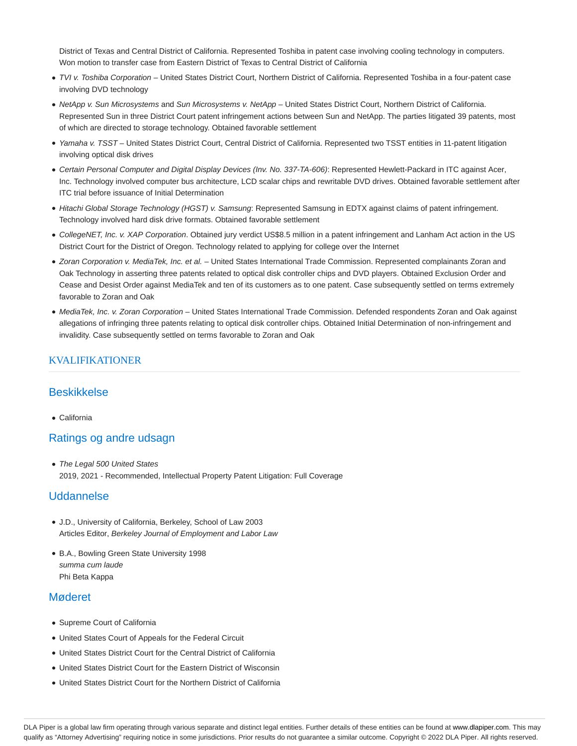District of Texas and Central District of California. Represented Toshiba in patent case involving cooling technology in computers. Won motion to transfer case from Eastern District of Texas to Central District of California

- *TVI v. Toshiba Corporation* – United States District Court, Northern District of California. Represented Toshiba in a four-patent case involving DVD technology
- *NetApp v. Sun Microsystems* and *Sun Microsystems v. NetApp* – United States District Court, Northern District of California. Represented Sun in three District Court patent infringement actions between Sun and NetApp. The parties litigated 39 patents, most of which are directed to storage technology. Obtained favorable settlement
- *Yamaha v. TSST* – United States District Court, Central District of California. Represented two TSST entities in 11-patent litigation involving optical disk drives
- *Certain Personal Computer and Digital Display Devices (Inv. No. 337-TA-606)*: Represented Hewlett-Packard in ITC against Acer, Inc. Technology involved computer bus architecture, LCD scalar chips and rewritable DVD drives. Obtained favorable settlement after ITC trial before issuance of Initial Determination
- *Hitachi Global Storage Technology (HGST) v. Samsung*: Represented Samsung in EDTX against claims of patent infringement. Technology involved hard disk drive formats. Obtained favorable settlement
- *CollegeNET, Inc. v. XAP Corporation*. Obtained jury verdict US$8.5 million in a patent infringement and Lanham Act action in the US District Court for the District of Oregon. Technology related to applying for college over the Internet
- *Zoran Corporation v. MediaTek, Inc. et al.* – United States International Trade Commission. Represented complainants Zoran and Oak Technology in asserting three patents related to optical disk controller chips and DVD players. Obtained Exclusion Order and Cease and Desist Order against MediaTek and ten of its customers as to one patent. Case subsequently settled on terms extremely favorable to Zoran and Oak
- *MediaTek, Inc. v. Zoran Corporation* – United States International Trade Commission. Defended respondents Zoran and Oak against allegations of infringing three patents relating to optical disk controller chips. Obtained Initial Determination of non-infringement and invalidity. Case subsequently settled on terms favorable to Zoran and Oak

## KVALIFIKATIONER

### Beskikkelse

- California

### Ratings og andre udsagn

- *The Legal 500 United States*
  2019, 2021 - Recommended, Intellectual Property Patent Litigation: Full Coverage

### Uddannelse

- J.D., University of California, Berkeley, School of Law 2003
  Articles Editor, *Berkeley Journal of Employment and Labor Law*
- B.A., Bowling Green State University 1998
  *summa cum laude*
  Phi Beta Kappa

### Møderet

- Supreme Court of California
- United States Court of Appeals for the Federal Circuit
- United States District Court for the Central District of California
- United States District Court for the Eastern District of Wisconsin
- United States District Court for the Northern District of California

DLA Piper is a global law firm operating through various separate and distinct legal entities. Further details of these entities can be found at www.dlapiper.com. This may qualify as "Attorney Advertising" requiring notice in some jurisdictions. Prior results do not guarantee a similar outcome. Copyright © 2022 DLA Piper. All rights reserved.